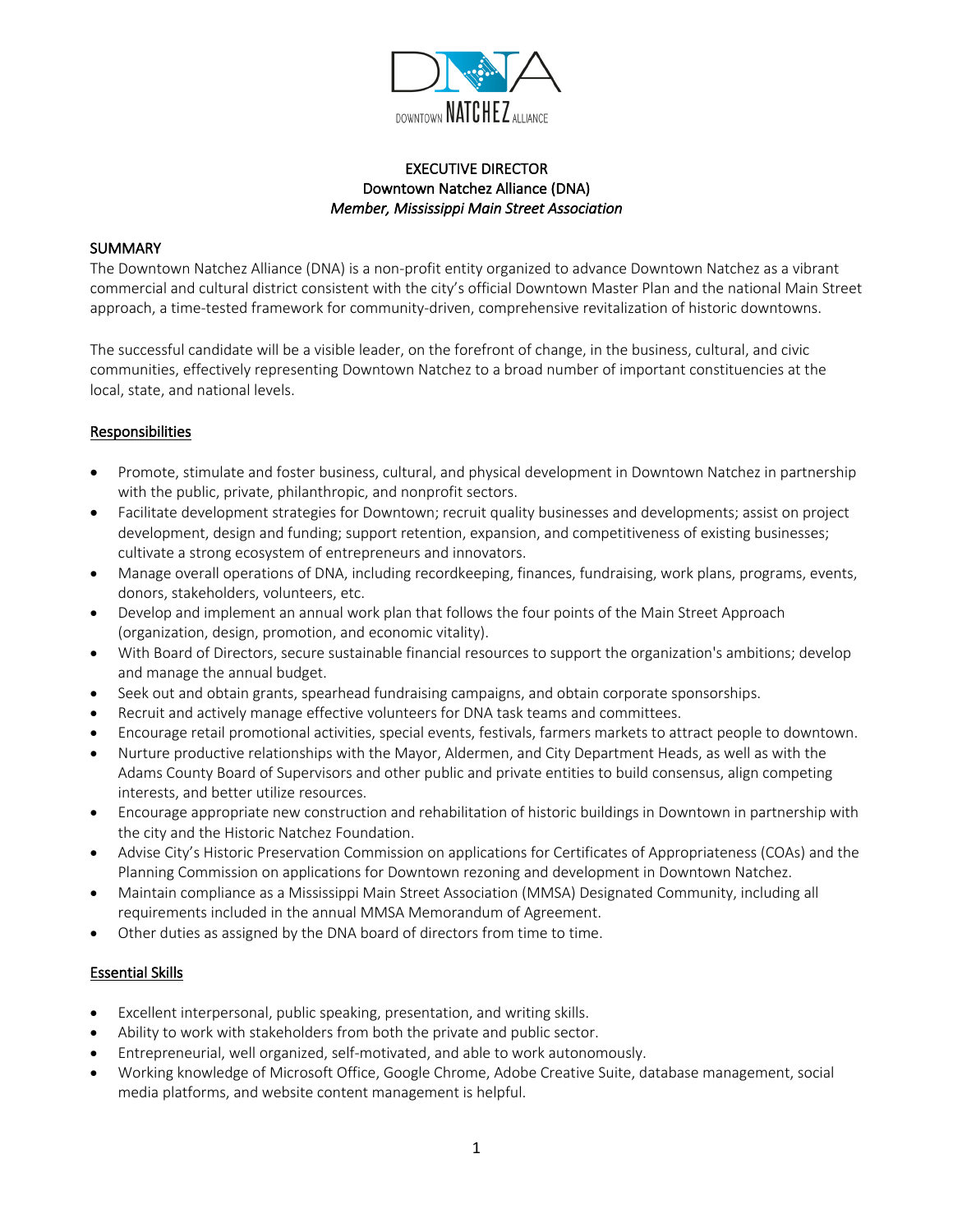# EXECUTIVE DIRECTOR
## Downtown Natchez Alliance (DNA)
*Member, Mississippi Main Street Association*

## SUMMARY

The Downtown Natchez Alliance (DNA) is a non-profit entity organized to advance Downtown Natchez as a vibrant commercial and cultural district consistent with the city's official Downtown Master Plan and the national Main Street approach, a time-tested framework for community-driven, comprehensive revitalization of historic downtowns.

The successful candidate will be a visible leader, on the forefront of change, in the business, cultural, and civic communities, effectively representing Downtown Natchez to a broad number of important constituencies at the local, state, and national levels.

### Responsibilities

- Promote, stimulate and foster business, cultural, and physical development in Downtown Natchez in partnership with the public, private, philanthropic, and nonprofit sectors.
- Facilitate development strategies for Downtown; recruit quality businesses and developments; assist on project development, design and funding; support retention, expansion, and competitiveness of existing businesses; cultivate a strong ecosystem of entrepreneurs and innovators.
- Manage overall operations of DNA, including recordkeeping, finances, fundraising, work plans, programs, events, donors, stakeholders, volunteers, etc.
- Develop and implement an annual work plan that follows the four points of the Main Street Approach (organization, design, promotion, and economic vitality).
- With Board of Directors, secure sustainable financial resources to support the organization's ambitions; develop and manage the annual budget.
- Seek out and obtain grants, spearhead fundraising campaigns, and obtain corporate sponsorships.
- Recruit and actively manage effective volunteers for DNA task teams and committees.
- Encourage retail promotional activities, special events, festivals, farmers markets to attract people to downtown.
- Nurture productive relationships with the Mayor, Aldermen, and City Department Heads, as well as with the Adams County Board of Supervisors and other public and private entities to build consensus, align competing interests, and better utilize resources.
- Encourage appropriate new construction and rehabilitation of historic buildings in Downtown in partnership with the city and the Historic Natchez Foundation.
- Advise City's Historic Preservation Commission on applications for Certificates of Appropriateness (COAs) and the Planning Commission on applications for Downtown rezoning and development in Downtown Natchez.
- Maintain compliance as a Mississippi Main Street Association (MMSA) Designated Community, including all requirements included in the annual MMSA Memorandum of Agreement.
- Other duties as assigned by the DNA board of directors from time to time.

### Essential Skills

- Excellent interpersonal, public speaking, presentation, and writing skills.
- Ability to work with stakeholders from both the private and public sector.
- Entrepreneurial, well organized, self-motivated, and able to work autonomously.
- Working knowledge of Microsoft Office, Google Chrome, Adobe Creative Suite, database management, social media platforms, and website content management is helpful.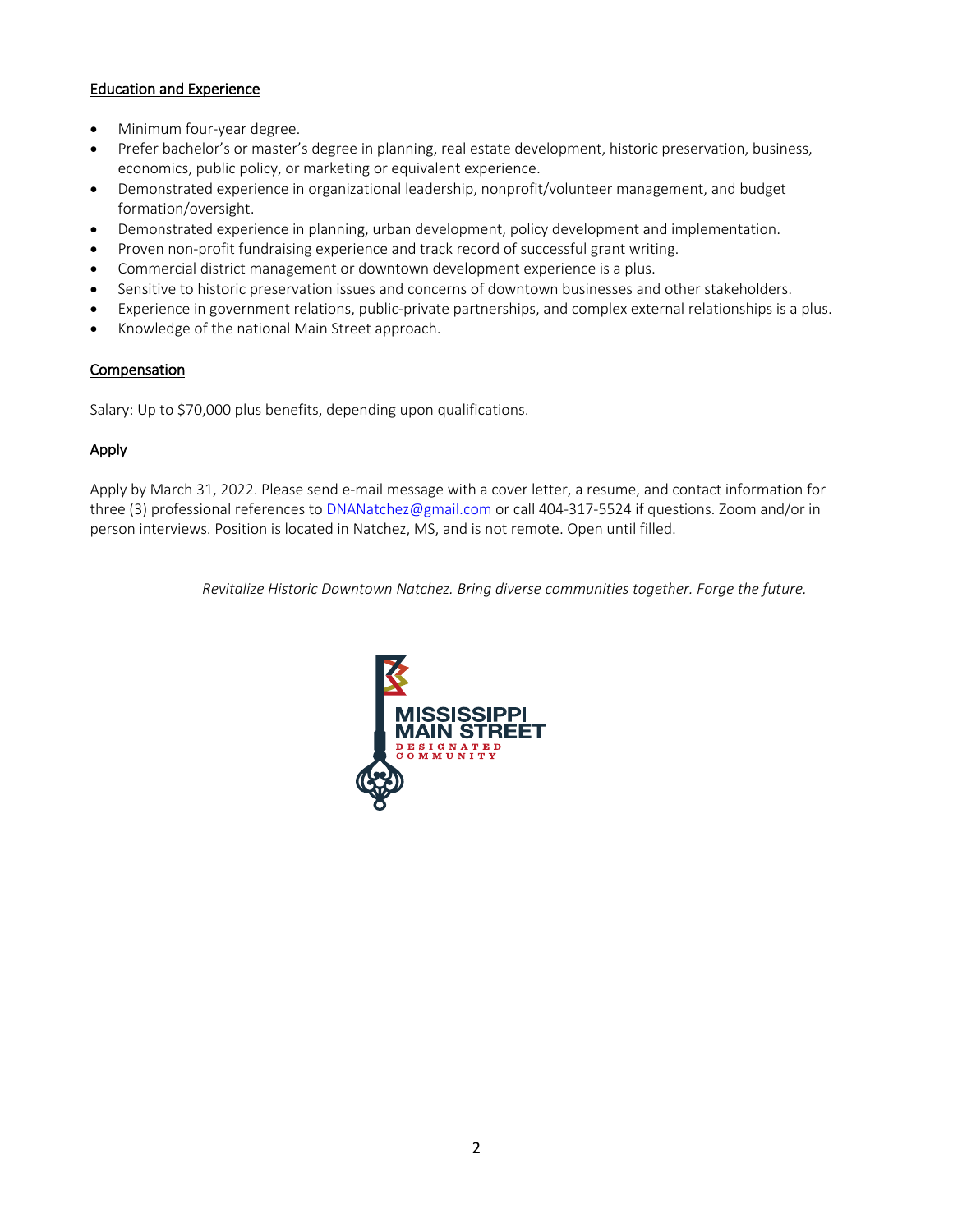## Education and Experience

- Minimum four-year degree.
- Prefer bachelor's or master's degree in planning, real estate development, historic preservation, business, economics, public policy, or marketing or equivalent experience.
- Demonstrated experience in organizational leadership, nonprofit/volunteer management, and budget formation/oversight.
- Demonstrated experience in planning, urban development, policy development and implementation.
- Proven non-profit fundraising experience and track record of successful grant writing.
- Commercial district management or downtown development experience is a plus.
- Sensitive to historic preservation issues and concerns of downtown businesses and other stakeholders.
- Experience in government relations, public-private partnerships, and complex external relationships is a plus.
- Knowledge of the national Main Street approach.

## Compensation

Salary: Up to $70,000 plus benefits, depending upon qualifications.

## Apply

Apply by March 31, 2022. Please send e-mail message with a cover letter, a resume, and contact information for three (3) professional references to DNANatchez@gmail.com or call 404-317-5524 if questions. Zoom and/or in person interviews. Position is located in Natchez, MS, and is not remote. Open until filled.

*Revitalize Historic Downtown Natchez. Bring diverse communities together. Forge the future.*

MISSISSIPPI MAIN STREET
DESIGNATED COMMUNITY